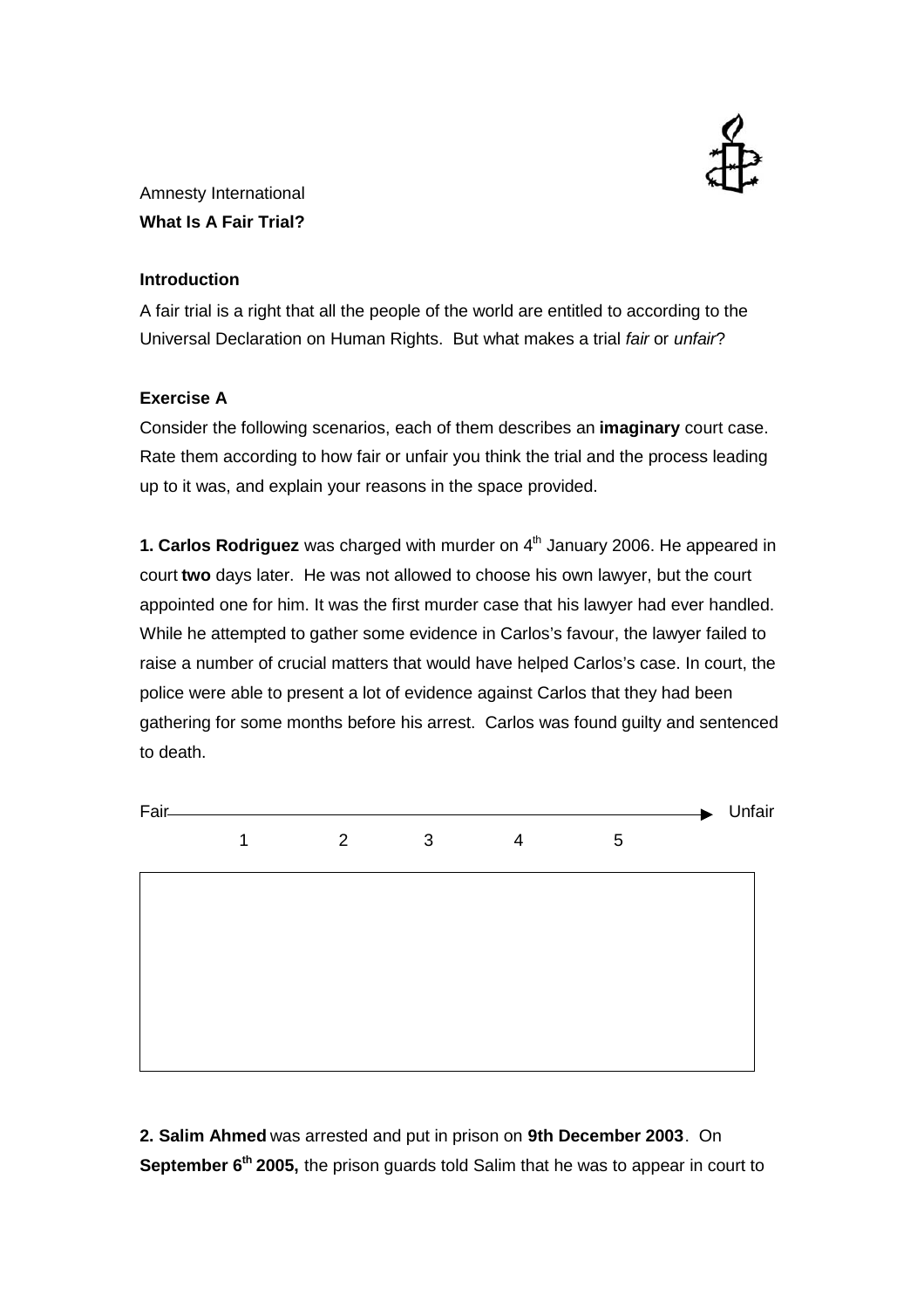Amnesty International

**What Is A Fair Trial?**

**Introduction**

A fair trial is a right that all the people of the world are entitled to according to the Universal Declaration on Human Rights. But what makes a trial *fair* or *unfair*?

**Exercise A**

Consider the following scenarios, each of them describes an **imaginary** court case. Rate them according to how fair or unfair you think the trial and the process leading up to it was, and explain your reasons in the space provided.

**1. Carlos Rodriguez** was charged with murder on 4th January 2006. He appeared in court **two** days later. He was not allowed to choose his own lawyer, but the court appointed one for him. It was the first murder case that his lawyer had ever handled. While he attempted to gather some evidence in Carlos's favour, the lawyer failed to raise a number of crucial matters that would have helped Carlos's case. In court, the police were able to present a lot of evidence against Carlos that they had been gathering for some months before his arrest. Carlos was found guilty and sentenced to death.

Fair → Unfair

1 2 3 4 5

**2. Salim Ahmed** was arrested and put in prison on **9th December 2003**. On **September 6th 2005,** the prison guards told Salim that he was to appear in court to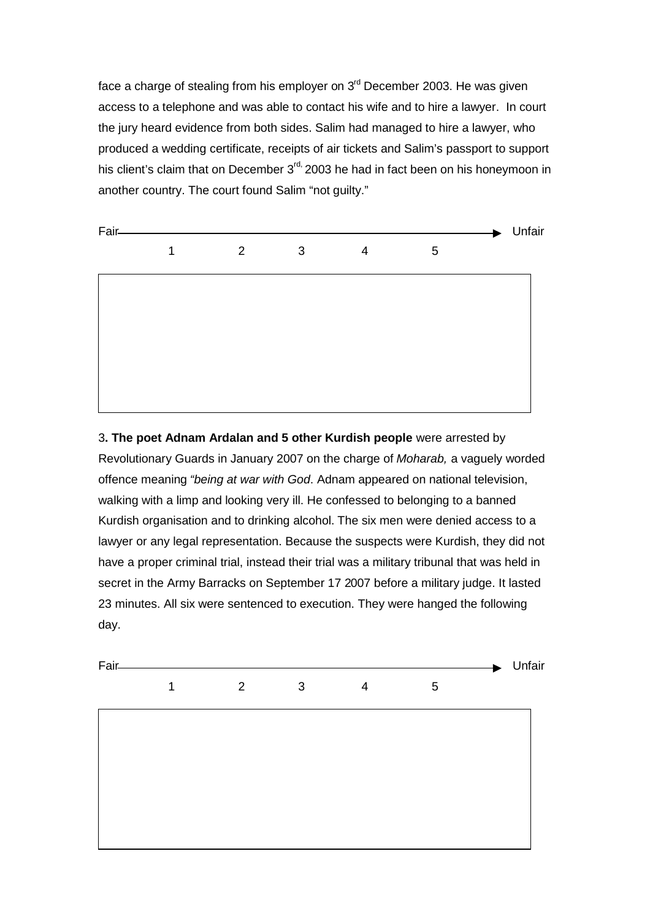face a charge of stealing from his employer on 3rd December 2003. He was given access to a telephone and was able to contact his wife and to hire a lawyer. In court the jury heard evidence from both sides. Salim had managed to hire a lawyer, who produced a wedding certificate, receipts of air tickets and Salim's passport to support his client's claim that on December 3rd, 2003 he had in fact been on his honeymoon in another country. The court found Salim "not guilty."

Fair ——————————————————→ Unfair

1 2 3 4 5

3**. The poet Adnam Ardalan and 5 other Kurdish people** were arrested by Revolutionary Guards in January 2007 on the charge of *Moharab,* a vaguely worded offence meaning *"being at war with God*. Adnam appeared on national television, walking with a limp and looking very ill. He confessed to belonging to a banned Kurdish organisation and to drinking alcohol. The six men were denied access to a lawyer or any legal representation. Because the suspects were Kurdish, they did not have a proper criminal trial, instead their trial was a military tribunal that was held in secret in the Army Barracks on September 17 2007 before a military judge. It lasted 23 minutes. All six were sentenced to execution. They were hanged the following day.

Fair ——————————————————→ Unfair

1 2 3 4 5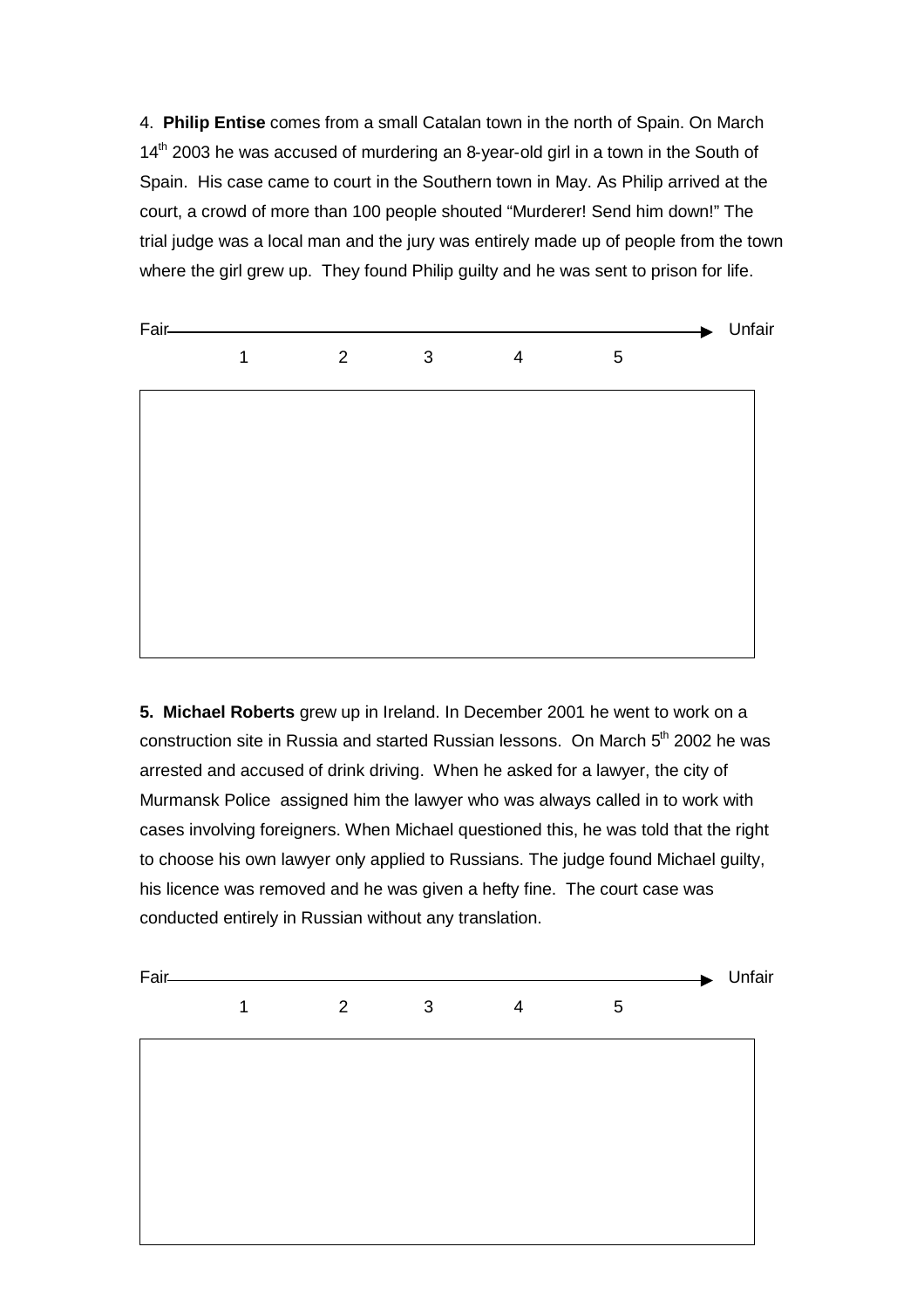4. **Philip Entise** comes from a small Catalan town in the north of Spain. On March 14th 2003 he was accused of murdering an 8-year-old girl in a town in the South of Spain. His case came to court in the Southern town in May. As Philip arrived at the court, a crowd of more than 100 people shouted “Murderer! Send him down!” The trial judge was a local man and the jury was entirely made up of people from the town where the girl grew up. They found Philip guilty and he was sent to prison for life.

Fair → Unfair

1 2 3 4 5

**5. Michael Roberts** grew up in Ireland. In December 2001 he went to work on a construction site in Russia and started Russian lessons. On March 5th 2002 he was arrested and accused of drink driving. When he asked for a lawyer, the city of Murmansk Police assigned him the lawyer who was always called in to work with cases involving foreigners. When Michael questioned this, he was told that the right to choose his own lawyer only applied to Russians. The judge found Michael guilty, his licence was removed and he was given a hefty fine. The court case was conducted entirely in Russian without any translation.

Fair → Unfair

1 2 3 4 5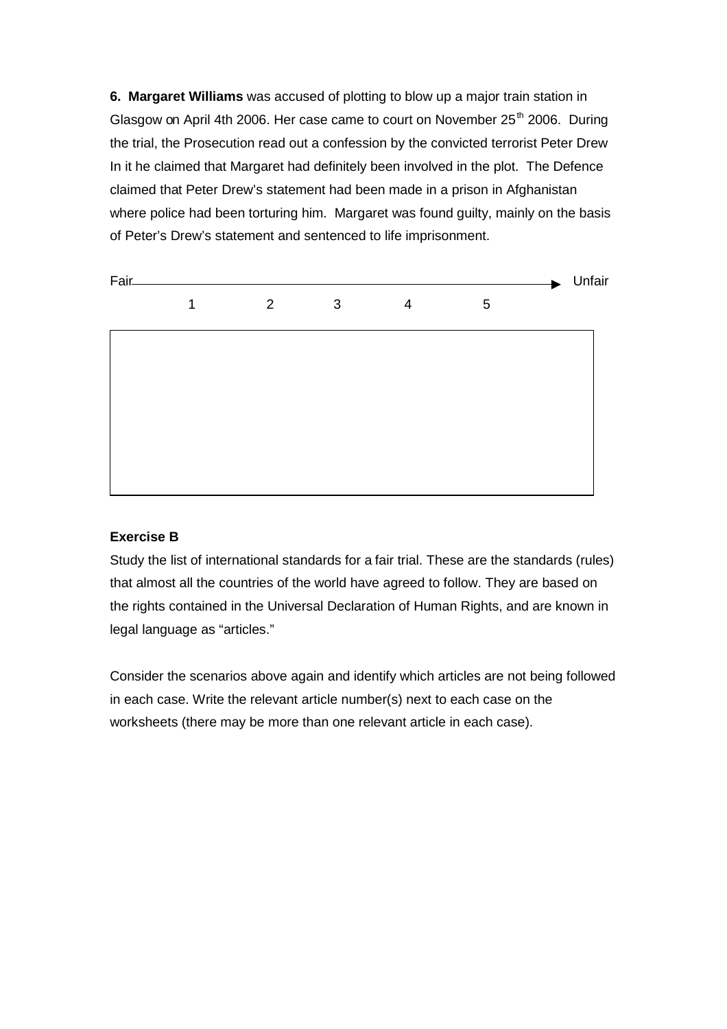**6. Margaret Williams** was accused of plotting to blow up a major train station in Glasgow on April 4th 2006. Her case came to court on November 25th 2006. During the trial, the Prosecution read out a confession by the convicted terrorist Peter Drew In it he claimed that Margaret had definitely been involved in the plot. The Defence claimed that Peter Drew's statement had been made in a prison in Afghanistan where police had been torturing him. Margaret was found guilty, mainly on the basis of Peter's Drew's statement and sentenced to life imprisonment.

Fair → Unfair

1 2 3 4 5

### Exercise B

Study the list of international standards for a fair trial. These are the standards (rules) that almost all the countries of the world have agreed to follow. They are based on the rights contained in the Universal Declaration of Human Rights, and are known in legal language as "articles."

Consider the scenarios above again and identify which articles are not being followed in each case. Write the relevant article number(s) next to each case on the worksheets (there may be more than one relevant article in each case).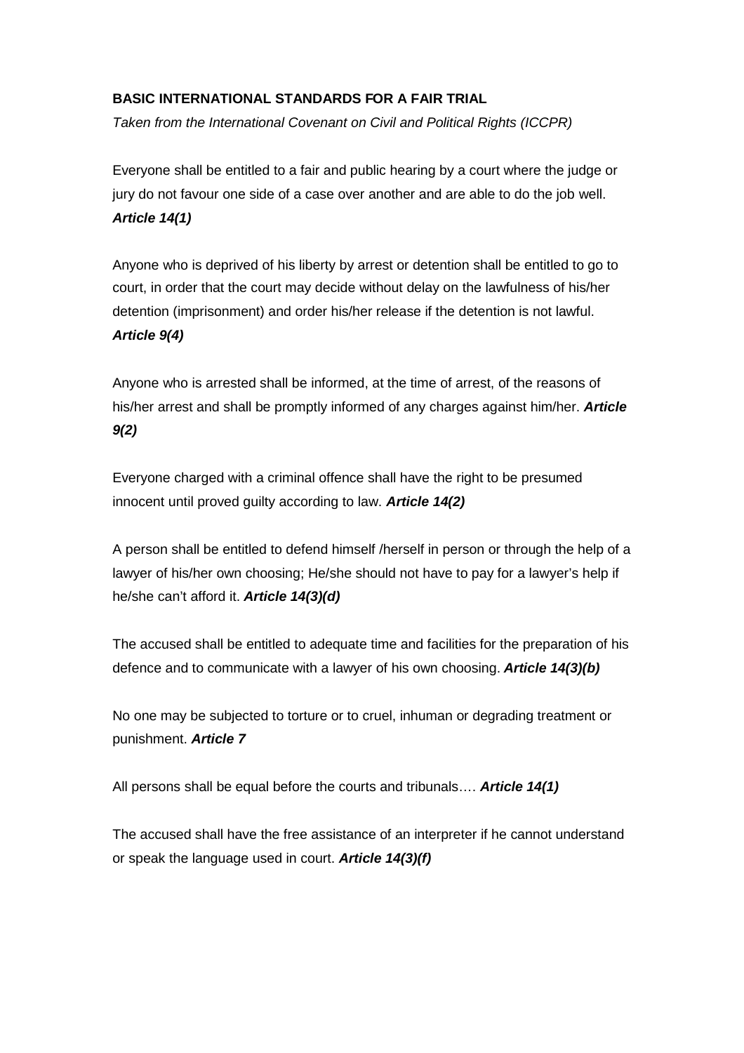**BASIC INTERNATIONAL STANDARDS FOR A FAIR TRIAL**

*Taken from the International Covenant on Civil and Political Rights (ICCPR)*

Everyone shall be entitled to a fair and public hearing by a court where the judge or jury do not favour one side of a case over another and are able to do the job well. ***Article 14(1)***

Anyone who is deprived of his liberty by arrest or detention shall be entitled to go to court, in order that the court may decide without delay on the lawfulness of his/her detention (imprisonment) and order his/her release if the detention is not lawful. ***Article 9(4)***

Anyone who is arrested shall be informed, at the time of arrest, of the reasons of his/her arrest and shall be promptly informed of any charges against him/her. ***Article 9(2)***

Everyone charged with a criminal offence shall have the right to be presumed innocent until proved guilty according to law. ***Article 14(2)***

A person shall be entitled to defend himself /herself in person or through the help of a lawyer of his/her own choosing; He/she should not have to pay for a lawyer's help if he/she can't afford it. ***Article 14(3)(d)***

The accused shall be entitled to adequate time and facilities for the preparation of his defence and to communicate with a lawyer of his own choosing. ***Article 14(3)(b)***

No one may be subjected to torture or to cruel, inhuman or degrading treatment or punishment. ***Article 7***

All persons shall be equal before the courts and tribunals…. ***Article 14(1)***

The accused shall have the free assistance of an interpreter if he cannot understand or speak the language used in court. ***Article 14(3)(f)***